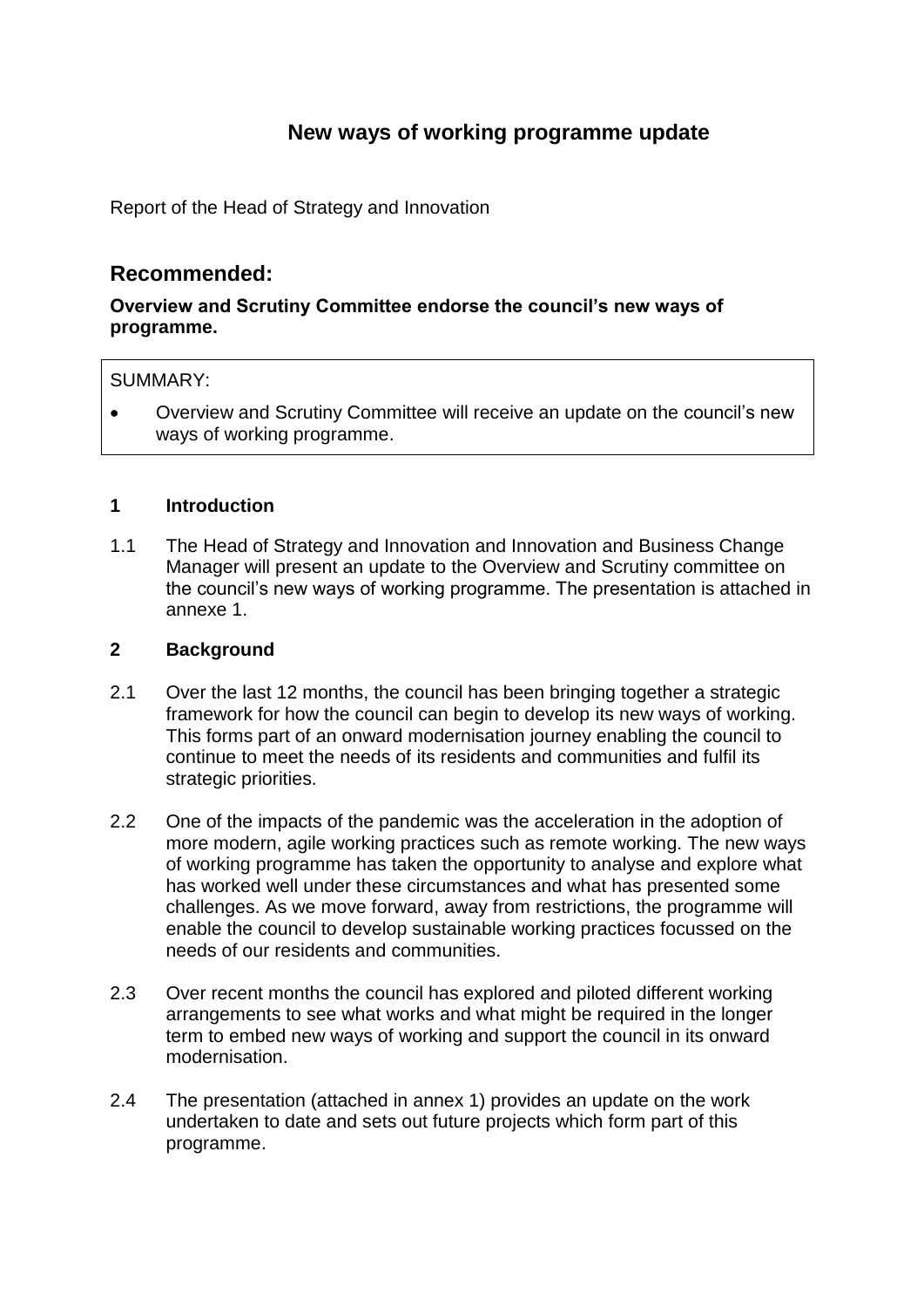# New ways of working programme update

Report of the Head of Strategy and Innovation

## Recommended:

**Overview and Scrutiny Committee endorse the council's new ways of programme.**

SUMMARY:

- Overview and Scrutiny Committee will receive an update on the council's new ways of working programme.

### 1 Introduction

1.1 The Head of Strategy and Innovation and Innovation and Business Change Manager will present an update to the Overview and Scrutiny committee on the council's new ways of working programme. The presentation is attached in annexe 1.

### 2 Background

2.1 Over the last 12 months, the council has been bringing together a strategic framework for how the council can begin to develop its new ways of working. This forms part of an onward modernisation journey enabling the council to continue to meet the needs of its residents and communities and fulfil its strategic priorities.

2.2 One of the impacts of the pandemic was the acceleration in the adoption of more modern, agile working practices such as remote working. The new ways of working programme has taken the opportunity to analyse and explore what has worked well under these circumstances and what has presented some challenges. As we move forward, away from restrictions, the programme will enable the council to develop sustainable working practices focussed on the needs of our residents and communities.

2.3 Over recent months the council has explored and piloted different working arrangements to see what works and what might be required in the longer term to embed new ways of working and support the council in its onward modernisation.

2.4 The presentation (attached in annex 1) provides an update on the work undertaken to date and sets out future projects which form part of this programme.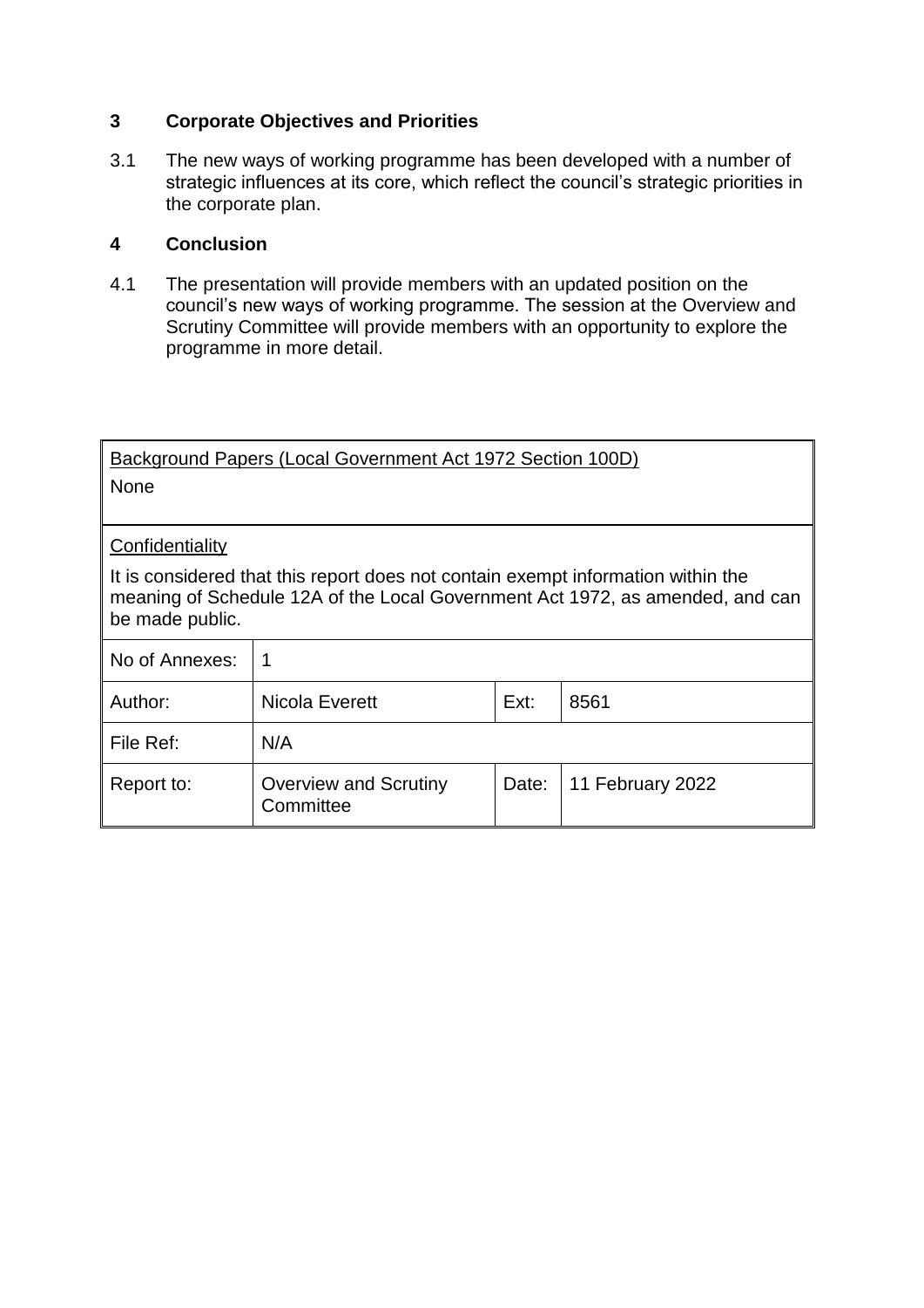## 3 Corporate Objectives and Priorities

3.1 The new ways of working programme has been developed with a number of strategic influences at its core, which reflect the council's strategic priorities in the corporate plan.

## 4 Conclusion

4.1 The presentation will provide members with an updated position on the council's new ways of working programme. The session at the Overview and Scrutiny Committee will provide members with an opportunity to explore the programme in more detail.

| | | | |
|---|---|---|---|
| Background Papers (Local Government Act 1972 Section 100D)<br>None | | | |
| Confidentiality<br>It is considered that this report does not contain exempt information within the meaning of Schedule 12A of the Local Government Act 1972, as amended, and can be made public. | | | |
| No of Annexes: | 1 | | |
| Author: | Nicola Everett | Ext: | 8561 |
| File Ref: | N/A | | |
| Report to: | Overview and Scrutiny Committee | Date: | 11 February 2022 |